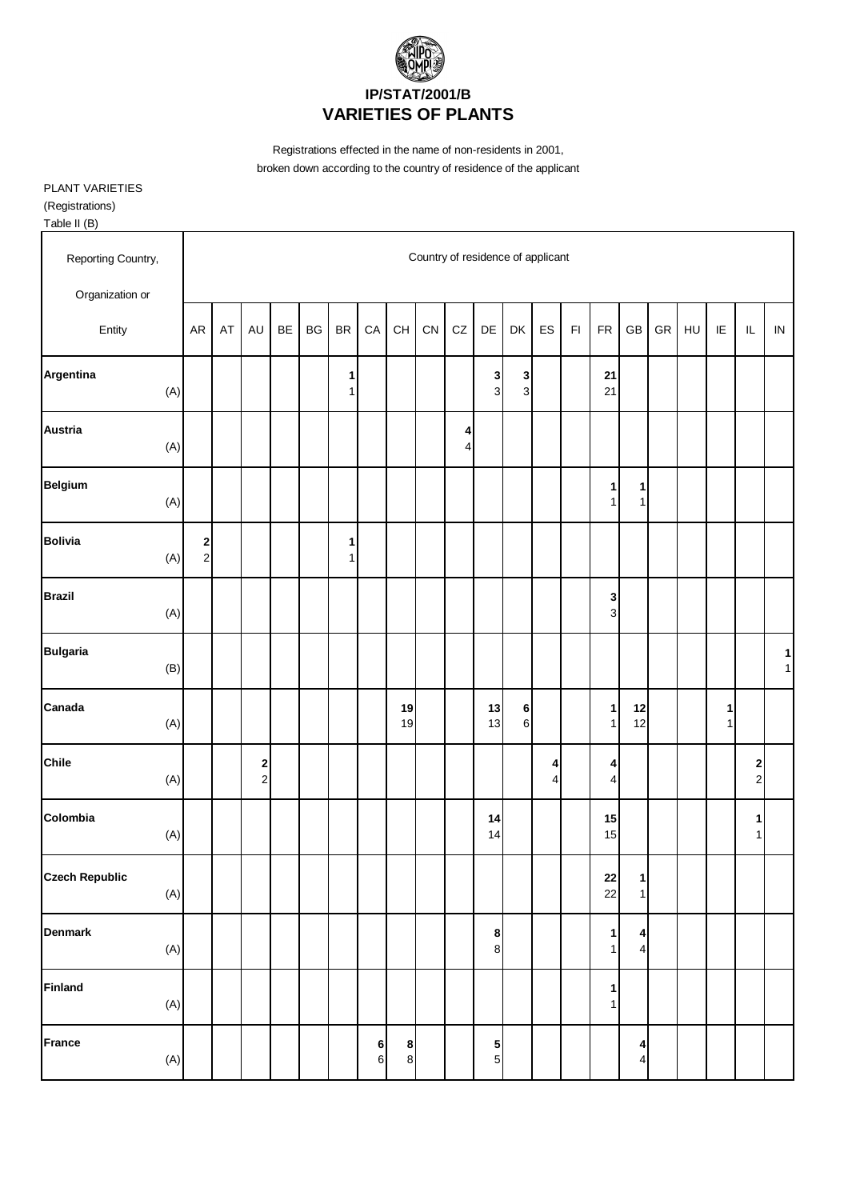# IP/STAT/2001/B
# VARIETIES OF PLANTS

Registrations effected in the name of non-residents in 2001,
broken down according to the country of residence of the applicant

PLANT VARIETIES
(Registrations)
Table II (B)

| Reporting Country, Organization or Entity | | Country of residence of applicant | | | | | | | | | | | | | | | | | | | | |
|---|---|---|---|---|---|---|---|---|---|---|---|---|---|---|---|---|---|---|---|---|---|---|
| | | AR | AT | AU | BE | BG | BR | CA | CH | CN | CZ | DE | DK | ES | FI | FR | GB | GR | HU | IE | IL | IN |
| **Argentina** | | | | | | | **1** | | | | | **3** | **3** | | | **21** | | | | | | |
| | (A) | | | | | | 1 | | | | | 3 | 3 | | | 21 | | | | | | |
| **Austria** | | | | | | | | | | | **4** | | | | | | | | | | | |
| | (A) | | | | | | | | | | 4 | | | | | | | | | | | |
| **Belgium** | | | | | | | | | | | | | | | | **1** | **1** | | | | | |
| | (A) | | | | | | | | | | | | | | | 1 | 1 | | | | | |
| **Bolivia** | | **2** | | | | | **1** | | | | | | | | | | | | | | | |
| | (A) | 2 | | | | | 1 | | | | | | | | | | | | | | | |
| **Brazil** | | | | | | | | | | | | | | | | **3** | | | | | | |
| | (A) | | | | | | | | | | | | | | | 3 | | | | | | |
| **Bulgaria** | | | | | | | | | | | | | | | | | | | | | | **1** |
| | (B) | | | | | | | | | | | | | | | | | | | | | 1 |
| **Canada** | | | | | | | | | **19** | | | **13** | **6** | | | **1** | **12** | | | **1** | | |
| | (A) | | | | | | | | 19 | | | 13 | 6 | | | 1 | 12 | | | 1 | | |
| **Chile** | | | | **2** | | | | | | | | | | **4** | | **4** | | | | | **2** | |
| | (A) | | | 2 | | | | | | | | | | 4 | | 4 | | | | | 2 | |
| **Colombia** | | | | | | | | | | | | **14** | | | | **15** | | | | | **1** | |
| | (A) | | | | | | | | | | | 14 | | | | 15 | | | | | 1 | |
| **Czech Republic** | | | | | | | | | | | | | | | | **22** | **1** | | | | | |
| | (A) | | | | | | | | | | | | | | | 22 | 1 | | | | | |
| **Denmark** | | | | | | | | | | | | **8** | | | | **1** | **4** | | | | | |
| | (A) | | | | | | | | | | | 8 | | | | 1 | 4 | | | | | |
| **Finland** | | | | | | | | | | | | | | | | **1** | | | | | | |
| | (A) | | | | | | | | | | | | | | | 1 | | | | | | |
| **France** | | | | | | | | **6** | **8** | | | **5** | | | | | **4** | | | | | |
| | (A) | | | | | | | 6 | 8 | | | 5 | | | | | 4 | | | | | |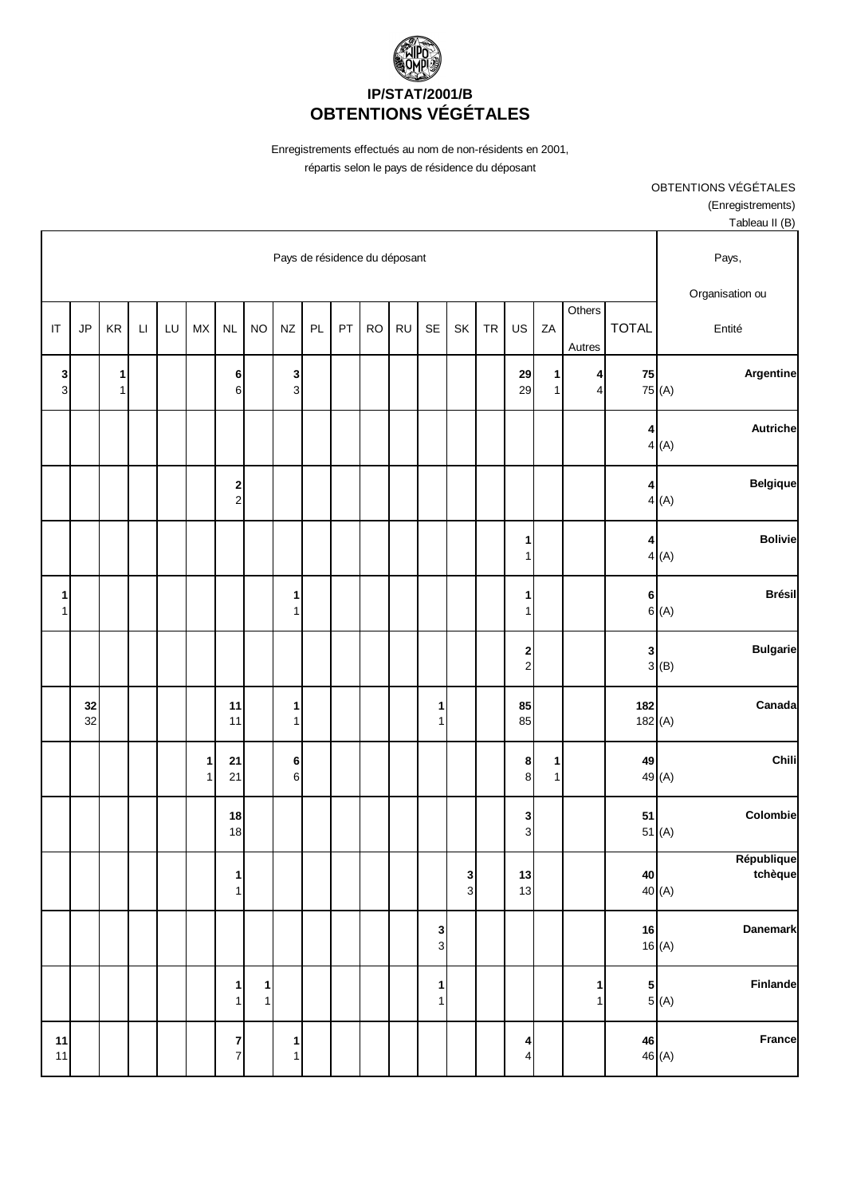# IP/STAT/2001/B
# OBTENTIONS VÉGÉTALES

Enregistrements effectués au nom de non-résidents en 2001,
répartis selon le pays de résidence du déposant

OBTENTIONS VÉGÉTALES
(Enregistrements)
Tableau II (B)

| Pays de résidence du déposant | | | | | | | | | | | | | | | | | | | | Pays, Organisation ou Entité |
|---|---|---|---|---|---|---|---|---|---|---|---|---|---|---|---|---|---|---|---|---|
| IT | JP | KR | LI | LU | MX | NL | NO | NZ | PL | PT | RO | RU | SE | SK | TR | US | ZA | Others Autres | TOTAL | |
| **3** 3 | | **1** 1 | | | | **6** 6 | | **3** 3 | | | | | | | | **29** 29 | **1** 1 | **4** 4 | **75** 75 (A) | **Argentine** |
| | | | | | | | | | | | | | | | | | | | **4** 4 (A) | **Autriche** |
| | | | | | | **2** 2 | | | | | | | | | | | | | **4** 4 (A) | **Belgique** |
| | | | | | | | | | | | | | | | | **1** 1 | | | **4** 4 (A) | **Bolivie** |
| **1** 1 | | | | | | | | **1** 1 | | | | | | | | **1** 1 | | | **6** 6 (A) | **Brésil** |
| | | | | | | | | | | | | | | | | **2** 2 | | | **3** 3 (B) | **Bulgarie** |
| | **32** 32 | | | | | **11** 11 | | **1** 1 | | | | | **1** 1 | | | **85** 85 | | | **182** 182 (A) | **Canada** |
| | | | | | **1** 1 | **21** 21 | | **6** 6 | | | | | | | | **8** 8 | **1** 1 | | **49** 49 (A) | **Chili** |
| | | | | | | **18** 18 | | | | | | | | | | **3** 3 | | | **51** 51 (A) | **Colombie** |
| | | | | | | **1** 1 | | | | | | | | **3** 3 | | **13** 13 | | | **40** 40 (A) | **République tchèque** |
| | | | | | | | | | | | | | **3** 3 | | | | | | **16** 16 (A) | **Danemark** |
| | | | | | | **1** 1 | **1** 1 | | | | | | **1** 1 | | | | | **1** 1 | **5** 5 (A) | **Finlande** |
| **11** 11 | | | | | | **7** 7 | | **1** 1 | | | | | | | | **4** 4 | | | **46** 46 (A) | **France** |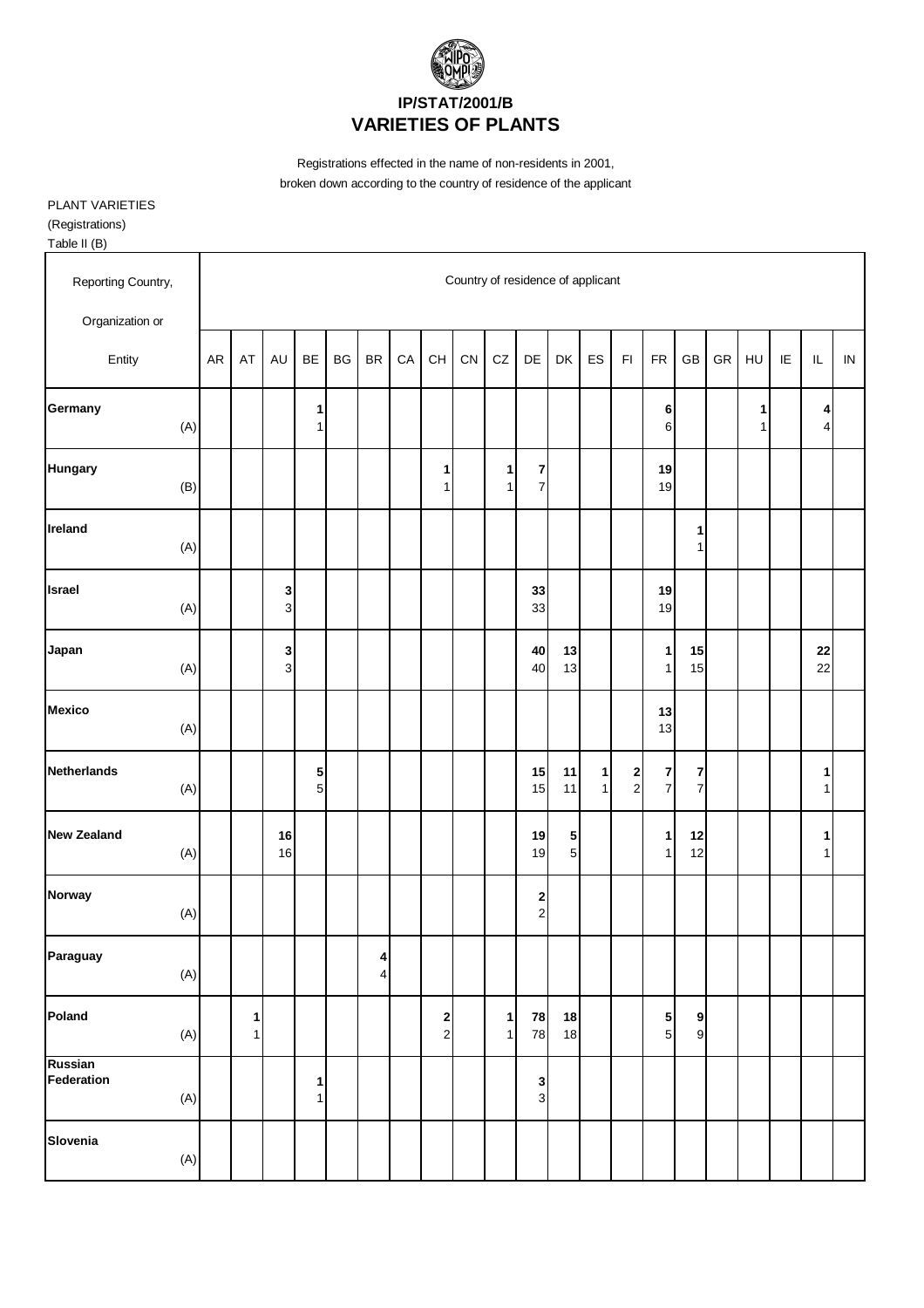# IP/STAT/2001/B
# VARIETIES OF PLANTS

Registrations effected in the name of non-residents in 2001, broken down according to the country of residence of the applicant

PLANT VARIETIES
(Registrations)
Table II (B)

| Reporting Country, Organization or Entity | AR | AT | AU | BE | BG | BR | CA | CH | CN | CZ | DE | DK | ES | FI | FR | GB | GR | HU | IE | IL | IN |
|---|---|---|---|---|---|---|---|---|---|---|---|---|---|---|---|---|---|---|---|---|---|
| **Germany** | | | | **1** | | | | | | | | | | | **6** | | | **1** | | **4** | |
| (A) | | | | 1 | | | | | | | | | | | 6 | | | 1 | | 4 | |
| **Hungary** | | | | | | | | **1** | | **1** | **7** | | | | **19** | | | | | | |
| (B) | | | | | | | | 1 | | 1 | 7 | | | | 19 | | | | | | |
| **Ireland** | | | | | | | | | | | | | | | | **1** | | | | | |
| (A) | | | | | | | | | | | | | | | | 1 | | | | | |
| **Israel** | | | **3** | | | | | | | | **33** | | | | **19** | | | | | | |
| (A) | | | 3 | | | | | | | | 33 | | | | 19 | | | | | | |
| **Japan** | | | **3** | | | | | | | | **40** | **13** | | | **1** | **15** | | | | **22** | |
| (A) | | | 3 | | | | | | | | 40 | 13 | | | 1 | 15 | | | | 22 | |
| **Mexico** | | | | | | | | | | | | | | | **13** | | | | | | |
| (A) | | | | | | | | | | | | | | | 13 | | | | | | |
| **Netherlands** | | | | **5** | | | | | | | **15** | **11** | **1** | **2** | **7** | **7** | | | | **1** | |
| (A) | | | | 5 | | | | | | | 15 | 11 | 1 | 2 | 7 | 7 | | | | 1 | |
| **New Zealand** | | | **16** | | | | | | | | **19** | **5** | | | **1** | **12** | | | | **1** | |
| (A) | | | 16 | | | | | | | | 19 | 5 | | | 1 | 12 | | | | 1 | |
| **Norway** | | | | | | | | | | | **2** | | | | | | | | | | |
| (A) | | | | | | | | | | | 2 | | | | | | | | | | |
| **Paraguay** | | | | | | **4** | | | | | | | | | | | | | | | |
| (A) | | | | | | 4 | | | | | | | | | | | | | | | |
| **Poland** | | **1** | | | | | | **2** | | **1** | **78** | **18** | | | **5** | **9** | | | | | |
| (A) | | 1 | | | | | | 2 | | 1 | 78 | 18 | | | 5 | 9 | | | | | |
| **Russian Federation** | | | | **1** | | | | | | | **3** | | | | | | | | | | |
| (A) | | | | 1 | | | | | | | 3 | | | | | | | | | | |
| **Slovenia** | | | | | | | | | | | | | | | | | | | | | |
| (A) | | | | | | | | | | | | | | | | | | | | | |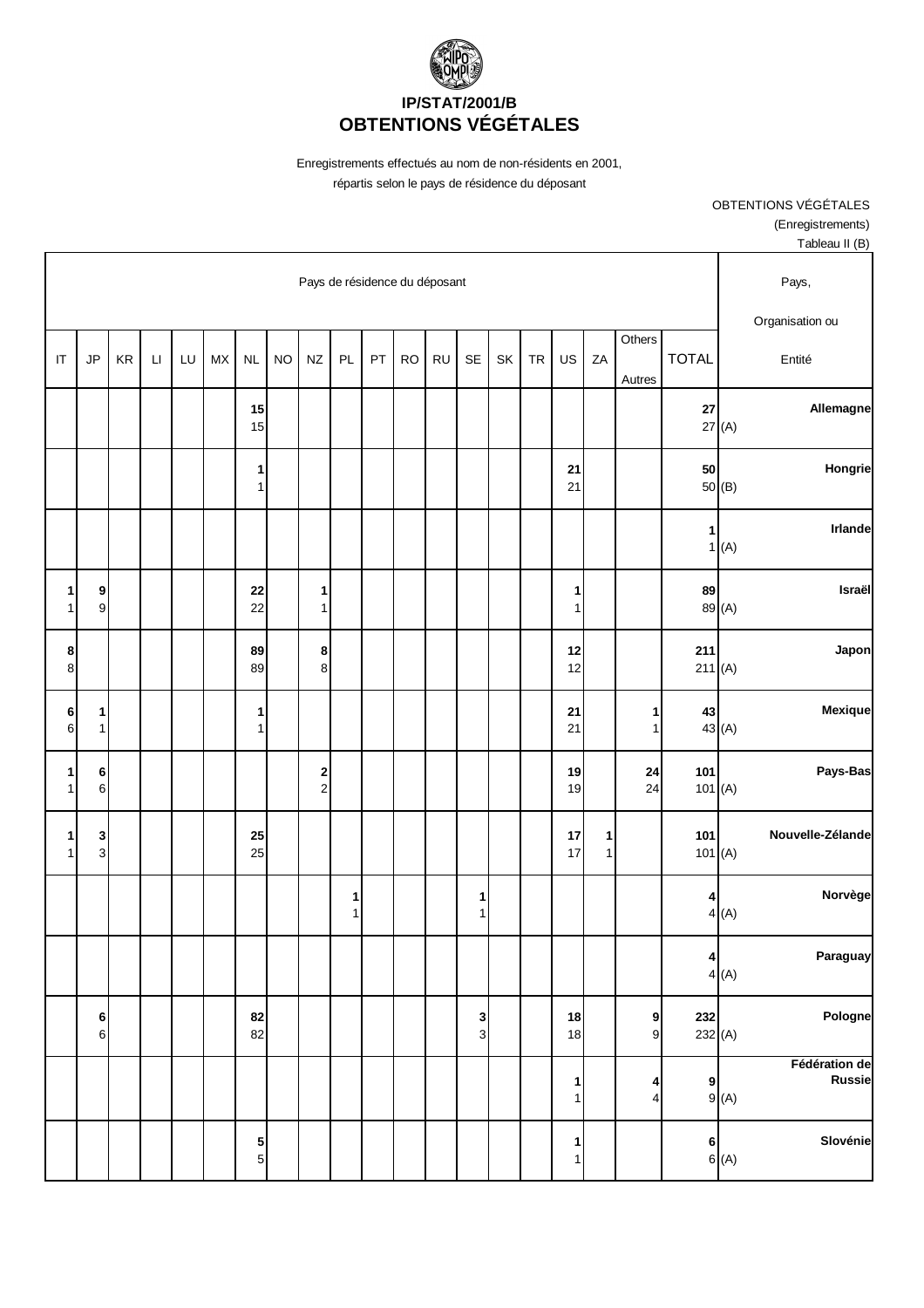# IP/STAT/2001/B
# OBTENTIONS VÉGÉTALES

Enregistrements effectués au nom de non-résidents en 2001,
répartis selon le pays de résidence du déposant

OBTENTIONS VÉGÉTALES
(Enregistrements)
Tableau II (B)

| Pays de résidence du déposant | | | | | | | | | | | | | | | | | | | | Pays, Organisation ou Entité |
|---|---|---|---|---|---|---|---|---|---|---|---|---|---|---|---|---|---|---|---|---|
| IT | JP | KR | LI | LU | MX | NL | NO | NZ | PL | PT | RO | RU | SE | SK | TR | US | ZA | Others Autres | TOTAL | |
| | | | | | | **15**<br>15 | | | | | | | | | | | | | **27**<br>27 | **Allemagne** (A) |
| | | | | | | **1**<br>1 | | | | | | | | | | **21**<br>21 | | | **50**<br>50 | **Hongrie** (B) |
| | | | | | | | | | | | | | | | | | | | **1**<br>1 | **Irlande** (A) |
| **1**<br>1 | **9**<br>9 | | | | | **22**<br>22 | | **1**<br>1 | | | | | | | | **1**<br>1 | | | **89**<br>89 | **Israël** (A) |
| **8**<br>8 | | | | | | **89**<br>89 | | **8**<br>8 | | | | | | | | **12**<br>12 | | | **211**<br>211 | **Japon** (A) |
| **6**<br>6 | **1**<br>1 | | | | | **1**<br>1 | | | | | | | | | | **21**<br>21 | | **1**<br>1 | **43**<br>43 | **Mexique** (A) |
| **1**<br>1 | **6**<br>6 | | | | | | | **2**<br>2 | | | | | | | | **19**<br>19 | | **24**<br>24 | **101**<br>101 | **Pays-Bas** (A) |
| **1**<br>1 | **3**<br>3 | | | | | **25**<br>25 | | | | | | | | | | **17**<br>17 | **1**<br>1 | | **101**<br>101 | **Nouvelle-Zélande** (A) |
| | | | | | | | | | **1**<br>1 | | | | **1**<br>1 | | | | | | **4**<br>4 | **Norvège** (A) |
| | | | | | | | | | | | | | | | | | | | **4**<br>4 | **Paraguay** (A) |
| | **6**<br>6 | | | | | **82**<br>82 | | | | | | | **3**<br>3 | | | **18**<br>18 | | **9**<br>9 | **232**<br>232 | **Pologne** (A) |
| | | | | | | | | | | | | | | | | **1**<br>1 | | **4**<br>4 | **9**<br>9 | **Fédération de Russie** (A) |
| | | | | | | **5**<br>5 | | | | | | | | | | **1**<br>1 | | | **6**<br>6 | **Slovénie** (A) |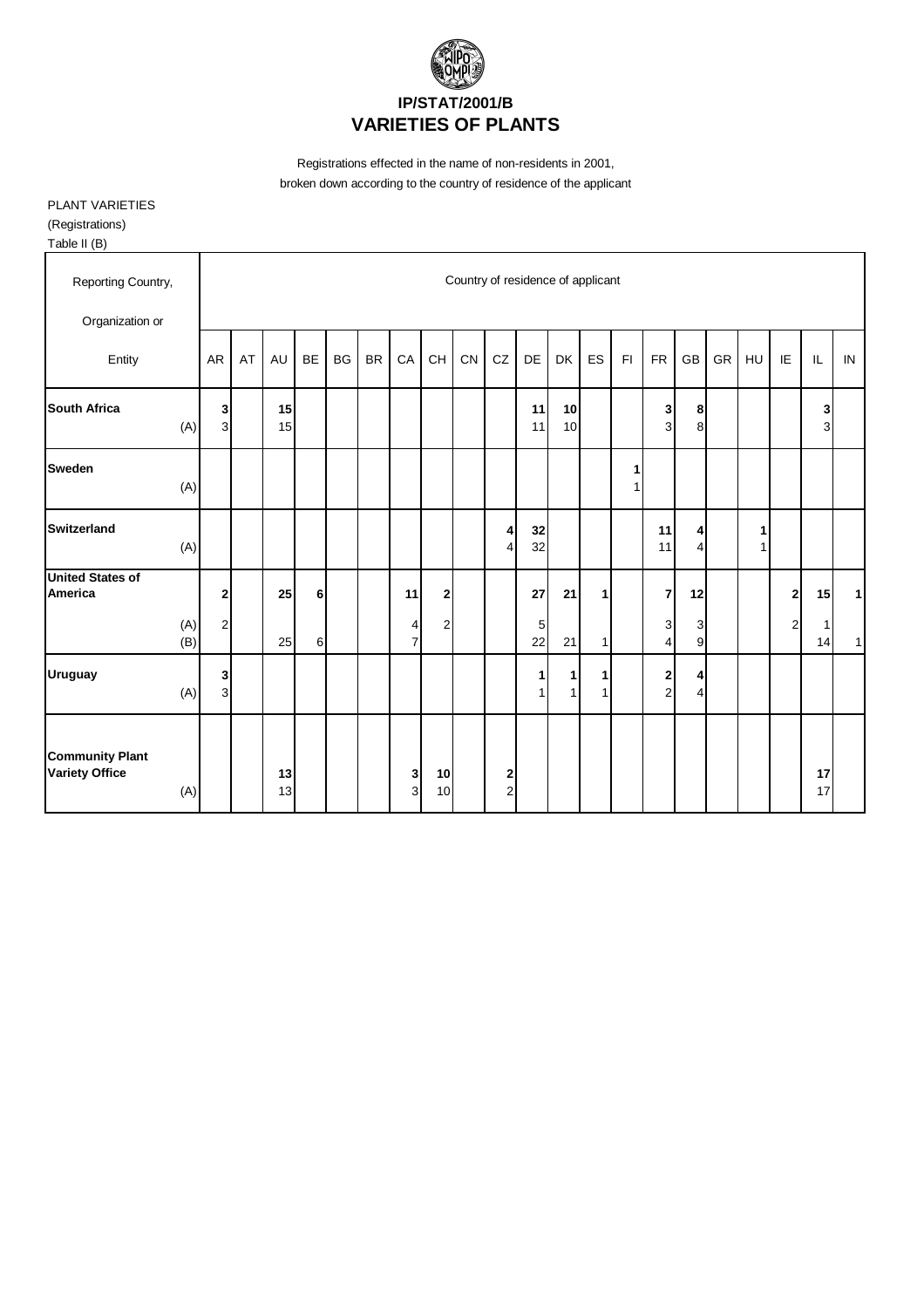# IP/STAT/2001/B
# VARIETIES OF PLANTS

Registrations effected in the name of non-residents in 2001,
broken down according to the country of residence of the applicant

PLANT VARIETIES
(Registrations)
Table II (B)

| Reporting Country, Organization or Entity | | Country of residence of applicant | | | | | | | | | | | | | | | | | | | | |
|---|---|---|---|---|---|---|---|---|---|---|---|---|---|---|---|---|---|---|---|---|---|---|
| | | AR | AT | AU | BE | BG | BR | CA | CH | CN | CZ | DE | DK | ES | FI | FR | GB | GR | HU | IE | IL | IN |
| **South Africa** | | **3** | | **15** | | | | | | | | **11** | **10** | | | **3** | **8** | | | | **3** | |
| | (A) | 3 | | 15 | | | | | | | | 11 | 10 | | | 3 | 8 | | | | 3 | |
| **Sweden** | | | | | | | | | | | | | | | **1** | | | | | | | |
| | (A) | | | | | | | | | | | | | | 1 | | | | | | | |
| **Switzerland** | | | | | | | | | | | **4** | **32** | | | | **11** | **4** | | **1** | | | |
| | (A) | | | | | | | | | | 4 | 32 | | | | 11 | 4 | | 1 | | | |
| **United States of America** | | **2** | | **25** | **6** | | | **11** | **2** | | | **27** | **21** | **1** | | **7** | **12** | | | **2** | **15** | **1** |
| | (A) | 2 | | | | | | 4 | 2 | | | 5 | | | | 3 | 3 | | | 2 | 1 | |
| | (B) | | | 25 | 6 | | | 7 | | | | 22 | 21 | 1 | | 4 | 9 | | | | 14 | 1 |
| **Uruguay** | | **3** | | | | | | | | | | **1** | **1** | **1** | | **2** | **4** | | | | | |
| | (A) | 3 | | | | | | | | | | 1 | 1 | 1 | | 2 | 4 | | | | | |
| **Community Plant Variety Office** | | | | **13** | | | | **3** | **10** | | **2** | | | | | | | | | | **17** | |
| | (A) | | | 13 | | | | 3 | 10 | | 2 | | | | | | | | | | 17 | |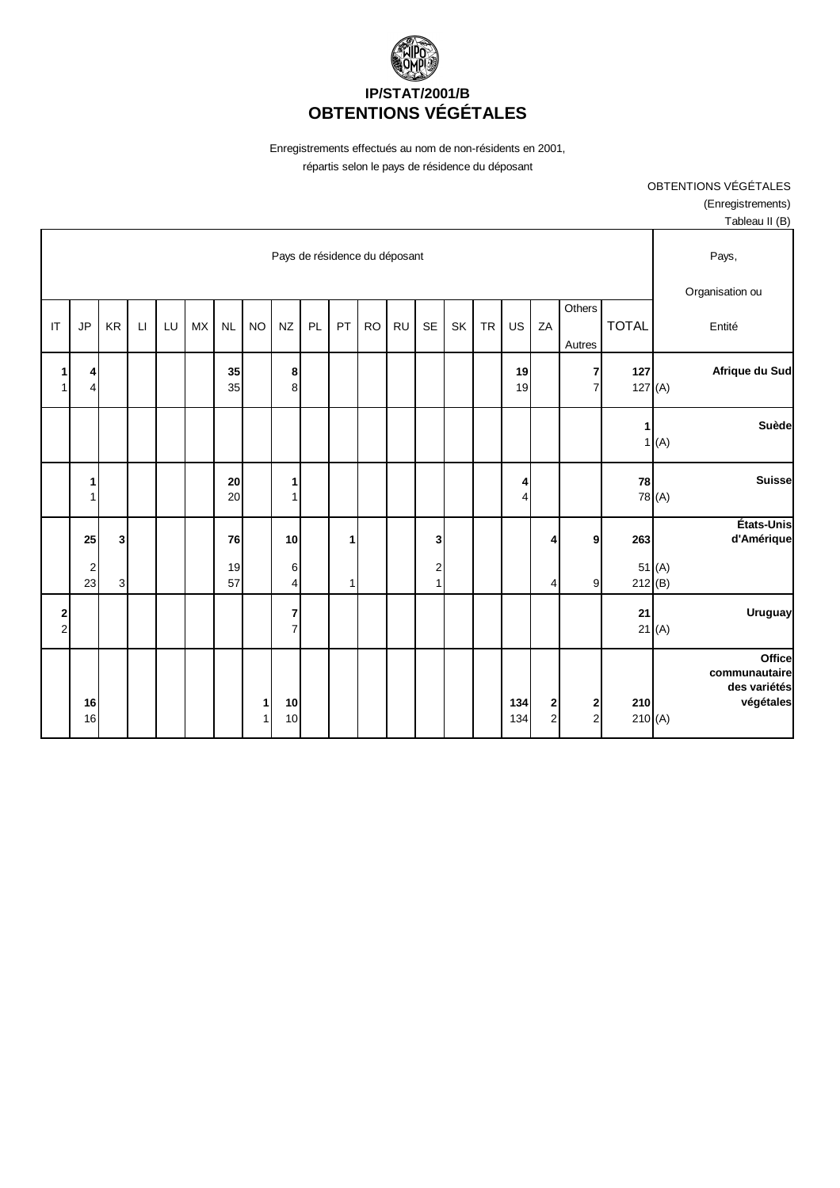# IP/STAT/2001/B
## OBTENTIONS VÉGÉTALES

Enregistrements effectués au nom de non-résidents en 2001,
répartis selon le pays de résidence du déposant

OBTENTIONS VÉGÉTALES
(Enregistrements)
Tableau II (B)

| Pays de résidence du déposant | | | | | | | | | | | | | | | | | | | | | Pays, Organisation ou Entité |
|---|---|---|---|---|---|---|---|---|---|---|---|---|---|---|---|---|---|---|---|---|---|
| IT | JP | KR | LI | LU | MX | NL | NO | NZ | PL | PT | RO | RU | SE | SK | TR | US | ZA | Others Autres | TOTAL | | |
| **1** | **4** | | | | | **35** | | **8** | | | | | | | | **19** | | **7** | **127** | | **Afrique du Sud** |
| 1 | 4 | | | | | 35 | | 8 | | | | | | | | 19 | | 7 | 127 | (A) | |
| | | | | | | | | | | | | | | | | | | | **1** | | **Suède** |
| | | | | | | | | | | | | | | | | | | | 1 | (A) | |
| | **1** | | | | | **20** | | **1** | | | | | | | | **4** | | | **78** | | **Suisse** |
| | 1 | | | | | 20 | | 1 | | | | | | | | 4 | | | 78 | (A) | |
| | **25** | **3** | | | | **76** | | **10** | | **1** | | | **3** | | | | **4** | **9** | **263** | | **États-Unis d'Amérique** |
| | 2 | | | | | 19 | | 6 | | | | | 2 | | | | | | 51 | (A) | |
| | 23 | 3 | | | | 57 | | 4 | | 1 | | | 1 | | | | 4 | 9 | 212 | (B) | |
| **2** | | | | | | | | **7** | | | | | | | | | | | **21** | | **Uruguay** |
| 2 | | | | | | | | 7 | | | | | | | | | | | 21 | (A) | |
| | **16** | | | | | | **1** | **10** | | | | | | | | **134** | **2** | **2** | **210** | | **Office communautaire des variétés végétales** |
| | 16 | | | | | | 1 | 10 | | | | | | | | 134 | 2 | 2 | 210 | (A) | |